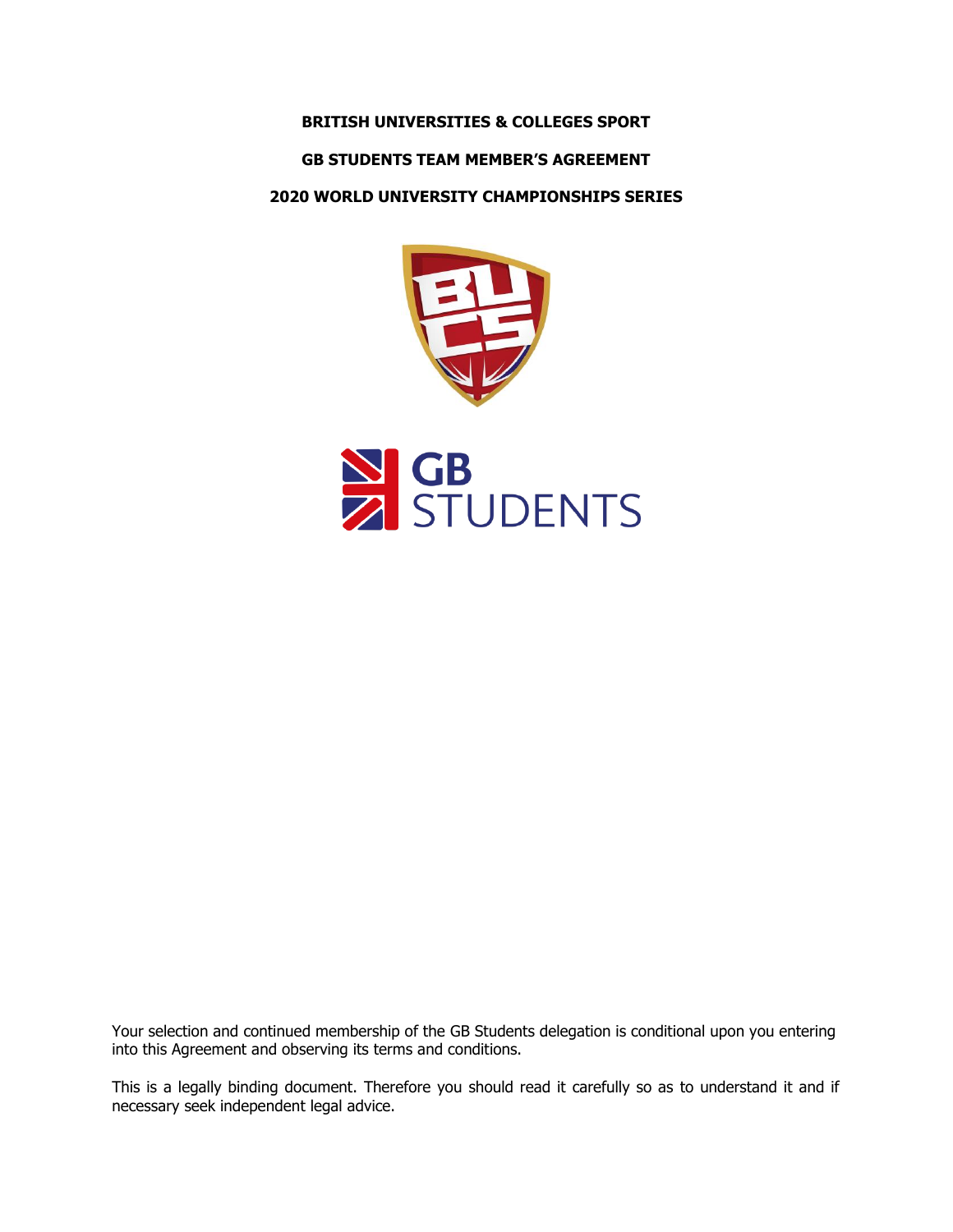# BRITISH UNIVERSITIES & COLLEGES SPORT

## GB STUDENTS TEAM MEMBER'S AGREEMENT

## 2020 WORLD UNIVERSITY CHAMPIONSHIPS SERIES

Your selection and continued membership of the GB Students delegation is conditional upon you entering into this Agreement and observing its terms and conditions.

This is a legally binding document. Therefore you should read it carefully so as to understand it and if necessary seek independent legal advice.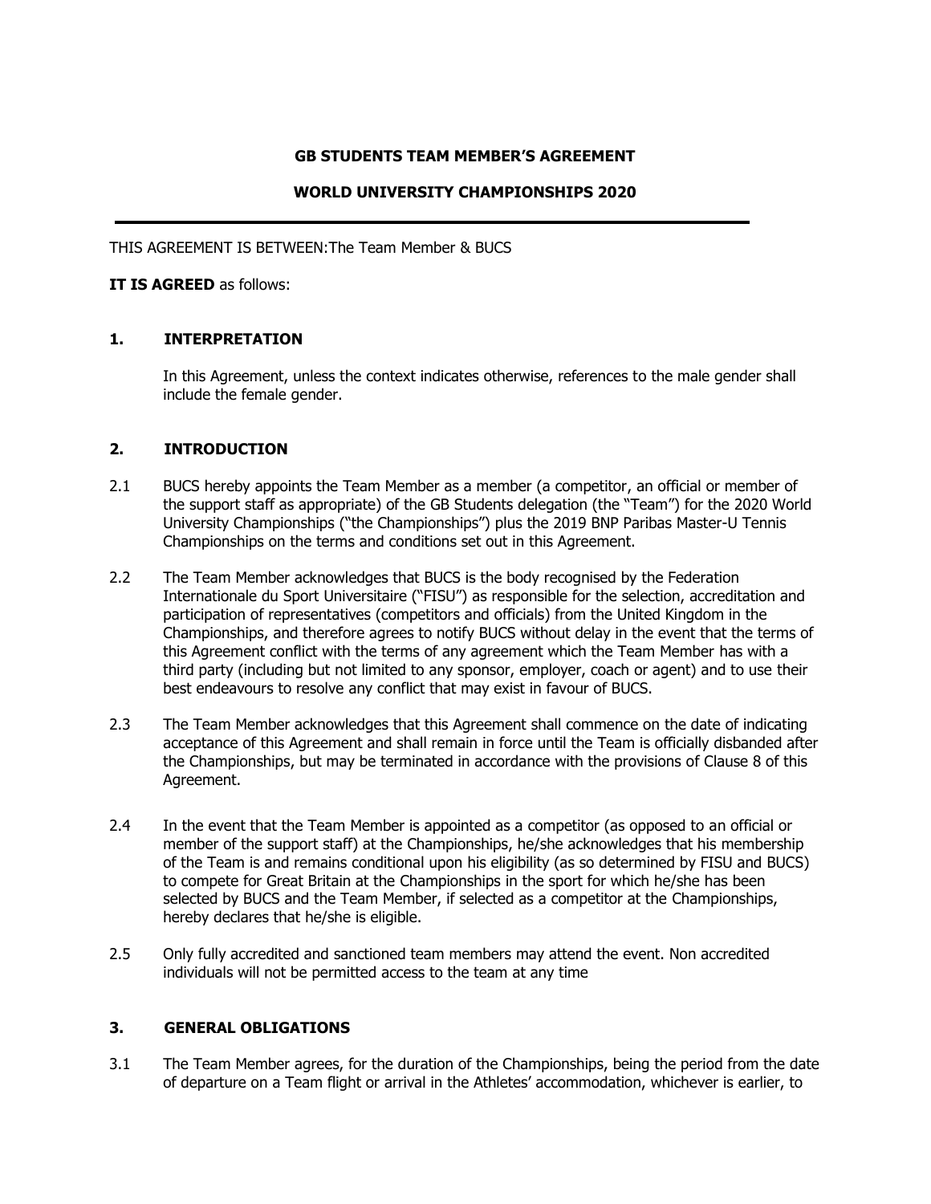**GB STUDENTS TEAM MEMBER'S AGREEMENT**

**WORLD UNIVERSITY CHAMPIONSHIPS 2020**

---

THIS AGREEMENT IS BETWEEN:The Team Member & BUCS

**IT IS AGREED** as follows:

## 1. INTERPRETATION

In this Agreement, unless the context indicates otherwise, references to the male gender shall include the female gender.

## 2. INTRODUCTION

2.1 BUCS hereby appoints the Team Member as a member (a competitor, an official or member of the support staff as appropriate) of the GB Students delegation (the "Team") for the 2020 World University Championships ("the Championships") plus the 2019 BNP Paribas Master-U Tennis Championships on the terms and conditions set out in this Agreement.

2.2 The Team Member acknowledges that BUCS is the body recognised by the Federation Internationale du Sport Universitaire ("FISU") as responsible for the selection, accreditation and participation of representatives (competitors and officials) from the United Kingdom in the Championships, and therefore agrees to notify BUCS without delay in the event that the terms of this Agreement conflict with the terms of any agreement which the Team Member has with a third party (including but not limited to any sponsor, employer, coach or agent) and to use their best endeavours to resolve any conflict that may exist in favour of BUCS.

2.3 The Team Member acknowledges that this Agreement shall commence on the date of indicating acceptance of this Agreement and shall remain in force until the Team is officially disbanded after the Championships, but may be terminated in accordance with the provisions of Clause 8 of this Agreement.

2.4 In the event that the Team Member is appointed as a competitor (as opposed to an official or member of the support staff) at the Championships, he/she acknowledges that his membership of the Team is and remains conditional upon his eligibility (as so determined by FISU and BUCS) to compete for Great Britain at the Championships in the sport for which he/she has been selected by BUCS and the Team Member, if selected as a competitor at the Championships, hereby declares that he/she is eligible.

2.5 Only fully accredited and sanctioned team members may attend the event. Non accredited individuals will not be permitted access to the team at any time

## 3. GENERAL OBLIGATIONS

3.1 The Team Member agrees, for the duration of the Championships, being the period from the date of departure on a Team flight or arrival in the Athletes' accommodation, whichever is earlier, to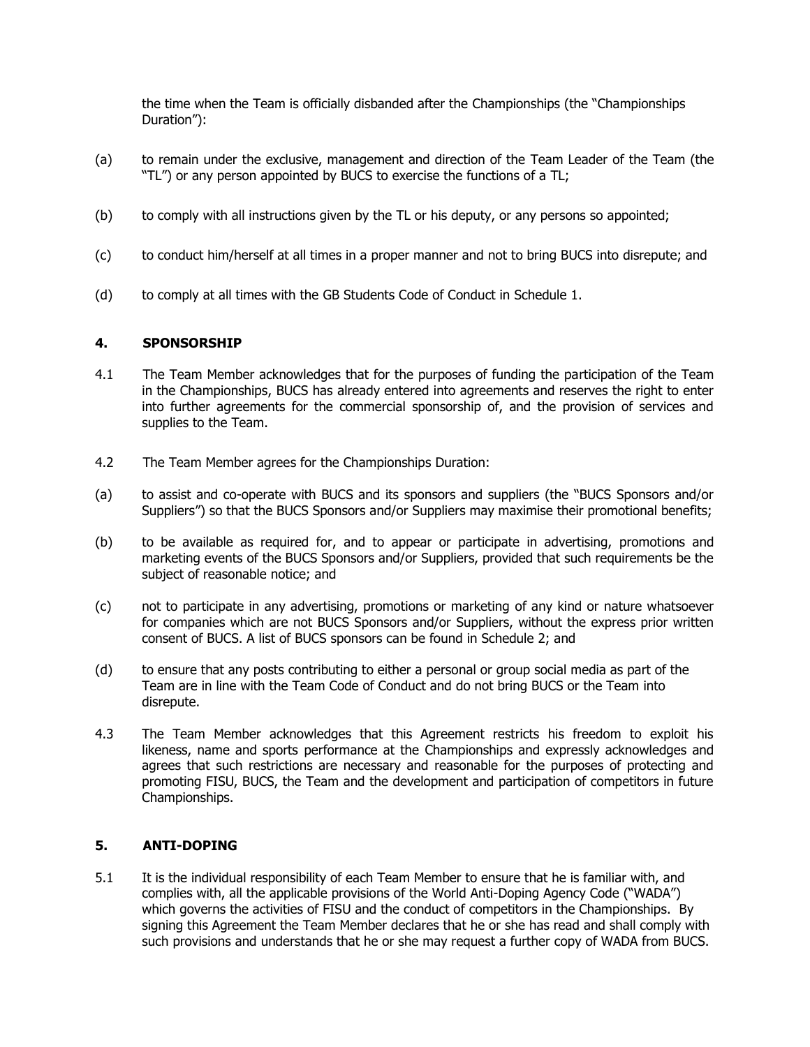the time when the Team is officially disbanded after the Championships (the "Championships Duration"):

(a) to remain under the exclusive, management and direction of the Team Leader of the Team (the "TL") or any person appointed by BUCS to exercise the functions of a TL;

(b) to comply with all instructions given by the TL or his deputy, or any persons so appointed;

(c) to conduct him/herself at all times in a proper manner and not to bring BUCS into disrepute; and

(d) to comply at all times with the GB Students Code of Conduct in Schedule 1.

## 4. SPONSORSHIP

4.1 The Team Member acknowledges that for the purposes of funding the participation of the Team in the Championships, BUCS has already entered into agreements and reserves the right to enter into further agreements for the commercial sponsorship of, and the provision of services and supplies to the Team.

4.2 The Team Member agrees for the Championships Duration:

(a) to assist and co-operate with BUCS and its sponsors and suppliers (the "BUCS Sponsors and/or Suppliers") so that the BUCS Sponsors and/or Suppliers may maximise their promotional benefits;

(b) to be available as required for, and to appear or participate in advertising, promotions and marketing events of the BUCS Sponsors and/or Suppliers, provided that such requirements be the subject of reasonable notice; and

(c) not to participate in any advertising, promotions or marketing of any kind or nature whatsoever for companies which are not BUCS Sponsors and/or Suppliers, without the express prior written consent of BUCS. A list of BUCS sponsors can be found in Schedule 2; and

(d) to ensure that any posts contributing to either a personal or group social media as part of the Team are in line with the Team Code of Conduct and do not bring BUCS or the Team into disrepute.

4.3 The Team Member acknowledges that this Agreement restricts his freedom to exploit his likeness, name and sports performance at the Championships and expressly acknowledges and agrees that such restrictions are necessary and reasonable for the purposes of protecting and promoting FISU, BUCS, the Team and the development and participation of competitors in future Championships.

## 5. ANTI-DOPING

5.1 It is the individual responsibility of each Team Member to ensure that he is familiar with, and complies with, all the applicable provisions of the World Anti-Doping Agency Code ("WADA") which governs the activities of FISU and the conduct of competitors in the Championships. By signing this Agreement the Team Member declares that he or she has read and shall comply with such provisions and understands that he or she may request a further copy of WADA from BUCS.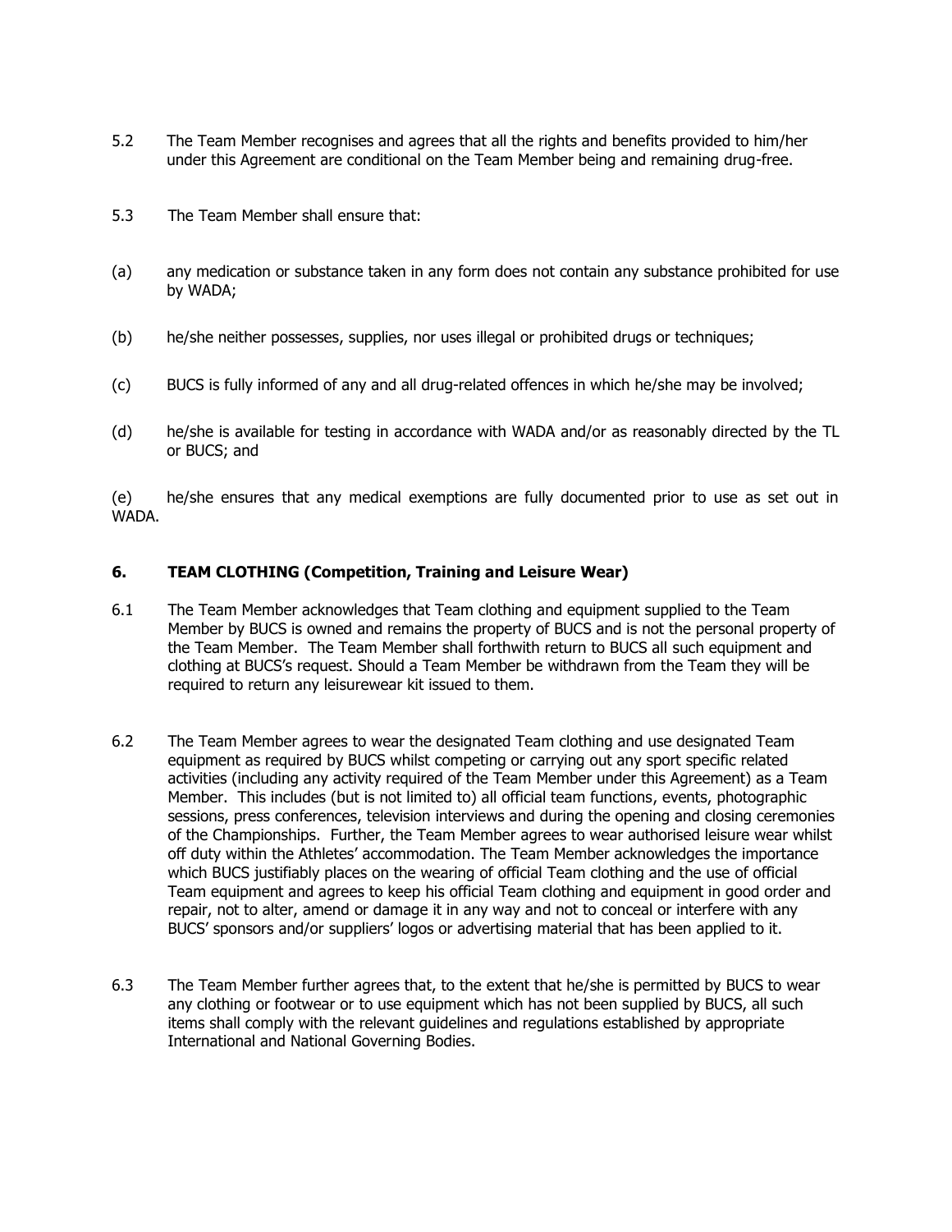5.2 The Team Member recognises and agrees that all the rights and benefits provided to him/her under this Agreement are conditional on the Team Member being and remaining drug-free.

5.3 The Team Member shall ensure that:

(a) any medication or substance taken in any form does not contain any substance prohibited for use by WADA;

(b) he/she neither possesses, supplies, nor uses illegal or prohibited drugs or techniques;

(c) BUCS is fully informed of any and all drug-related offences in which he/she may be involved;

(d) he/she is available for testing in accordance with WADA and/or as reasonably directed by the TL or BUCS; and

(e) he/she ensures that any medical exemptions are fully documented prior to use as set out in WADA.

## 6. TEAM CLOTHING (Competition, Training and Leisure Wear)

6.1 The Team Member acknowledges that Team clothing and equipment supplied to the Team Member by BUCS is owned and remains the property of BUCS and is not the personal property of the Team Member. The Team Member shall forthwith return to BUCS all such equipment and clothing at BUCS's request. Should a Team Member be withdrawn from the Team they will be required to return any leisurewear kit issued to them.

6.2 The Team Member agrees to wear the designated Team clothing and use designated Team equipment as required by BUCS whilst competing or carrying out any sport specific related activities (including any activity required of the Team Member under this Agreement) as a Team Member. This includes (but is not limited to) all official team functions, events, photographic sessions, press conferences, television interviews and during the opening and closing ceremonies of the Championships. Further, the Team Member agrees to wear authorised leisure wear whilst off duty within the Athletes' accommodation. The Team Member acknowledges the importance which BUCS justifiably places on the wearing of official Team clothing and the use of official Team equipment and agrees to keep his official Team clothing and equipment in good order and repair, not to alter, amend or damage it in any way and not to conceal or interfere with any BUCS' sponsors and/or suppliers' logos or advertising material that has been applied to it.

6.3 The Team Member further agrees that, to the extent that he/she is permitted by BUCS to wear any clothing or footwear or to use equipment which has not been supplied by BUCS, all such items shall comply with the relevant guidelines and regulations established by appropriate International and National Governing Bodies.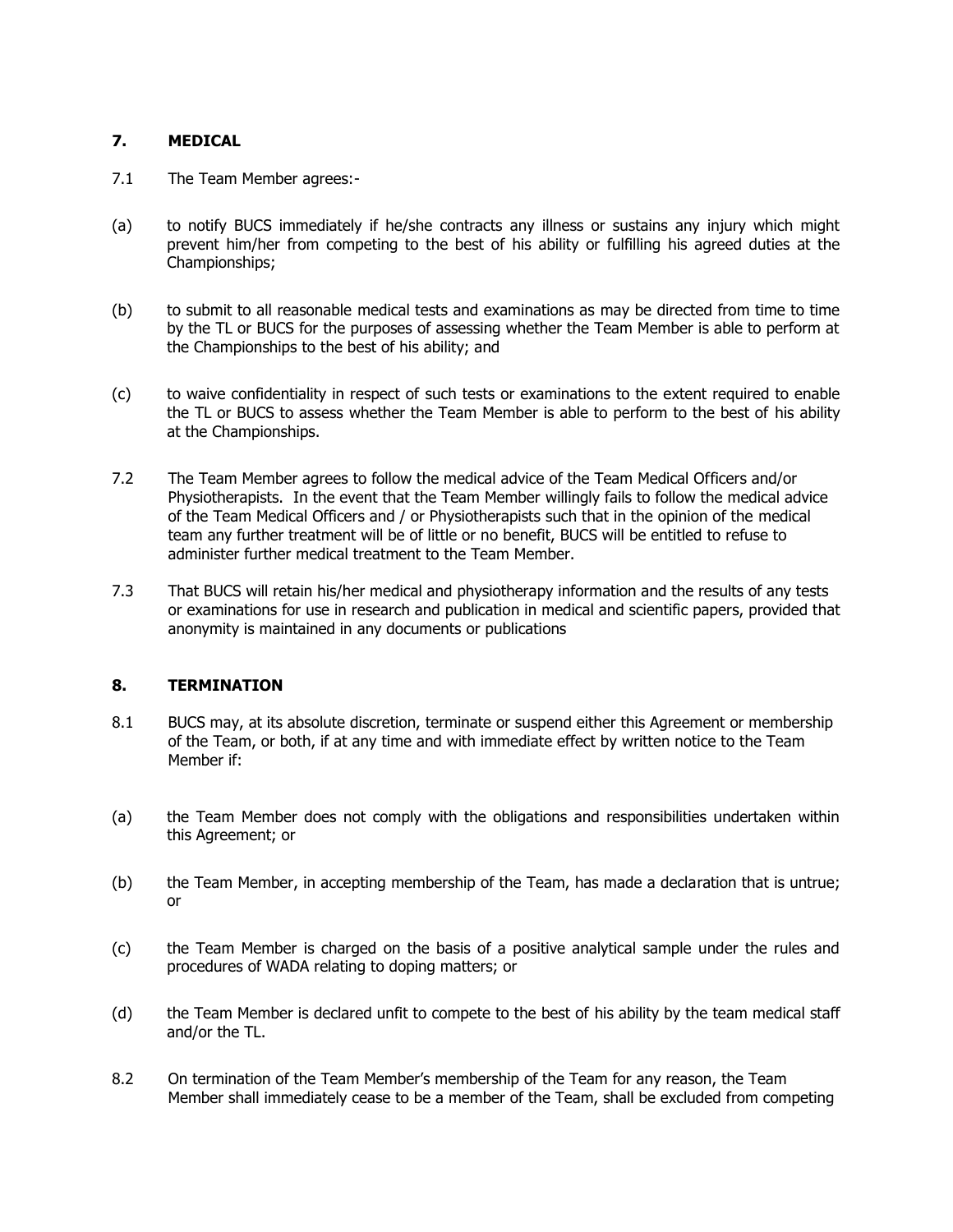## 7. MEDICAL

7.1 The Team Member agrees:-

(a) to notify BUCS immediately if he/she contracts any illness or sustains any injury which might prevent him/her from competing to the best of his ability or fulfilling his agreed duties at the Championships;

(b) to submit to all reasonable medical tests and examinations as may be directed from time to time by the TL or BUCS for the purposes of assessing whether the Team Member is able to perform at the Championships to the best of his ability; and

(c) to waive confidentiality in respect of such tests or examinations to the extent required to enable the TL or BUCS to assess whether the Team Member is able to perform to the best of his ability at the Championships.

7.2 The Team Member agrees to follow the medical advice of the Team Medical Officers and/or Physiotherapists. In the event that the Team Member willingly fails to follow the medical advice of the Team Medical Officers and / or Physiotherapists such that in the opinion of the medical team any further treatment will be of little or no benefit, BUCS will be entitled to refuse to administer further medical treatment to the Team Member.

7.3 That BUCS will retain his/her medical and physiotherapy information and the results of any tests or examinations for use in research and publication in medical and scientific papers, provided that anonymity is maintained in any documents or publications

## 8. TERMINATION

8.1 BUCS may, at its absolute discretion, terminate or suspend either this Agreement or membership of the Team, or both, if at any time and with immediate effect by written notice to the Team Member if:

(a) the Team Member does not comply with the obligations and responsibilities undertaken within this Agreement; or

(b) the Team Member, in accepting membership of the Team, has made a declaration that is untrue; or

(c) the Team Member is charged on the basis of a positive analytical sample under the rules and procedures of WADA relating to doping matters; or

(d) the Team Member is declared unfit to compete to the best of his ability by the team medical staff and/or the TL.

8.2 On termination of the Team Member's membership of the Team for any reason, the Team Member shall immediately cease to be a member of the Team, shall be excluded from competing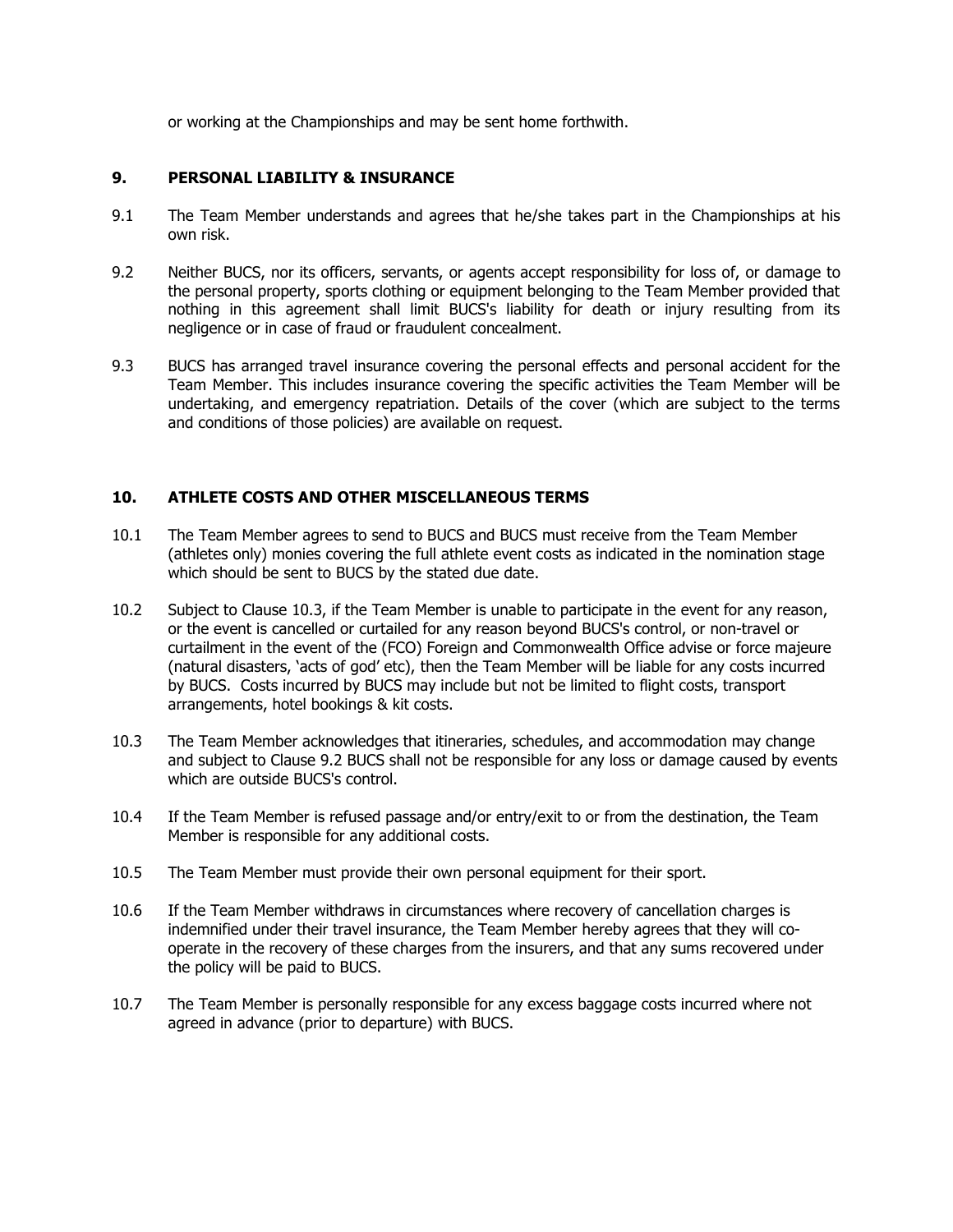or working at the Championships and may be sent home forthwith.

## 9. PERSONAL LIABILITY & INSURANCE

9.1 The Team Member understands and agrees that he/she takes part in the Championships at his own risk.

9.2 Neither BUCS, nor its officers, servants, or agents accept responsibility for loss of, or damage to the personal property, sports clothing or equipment belonging to the Team Member provided that nothing in this agreement shall limit BUCS's liability for death or injury resulting from its negligence or in case of fraud or fraudulent concealment.

9.3 BUCS has arranged travel insurance covering the personal effects and personal accident for the Team Member. This includes insurance covering the specific activities the Team Member will be undertaking, and emergency repatriation. Details of the cover (which are subject to the terms and conditions of those policies) are available on request.

## 10. ATHLETE COSTS AND OTHER MISCELLANEOUS TERMS

10.1 The Team Member agrees to send to BUCS and BUCS must receive from the Team Member (athletes only) monies covering the full athlete event costs as indicated in the nomination stage which should be sent to BUCS by the stated due date.

10.2 Subject to Clause 10.3, if the Team Member is unable to participate in the event for any reason, or the event is cancelled or curtailed for any reason beyond BUCS's control, or non-travel or curtailment in the event of the (FCO) Foreign and Commonwealth Office advise or force majeure (natural disasters, 'acts of god' etc), then the Team Member will be liable for any costs incurred by BUCS. Costs incurred by BUCS may include but not be limited to flight costs, transport arrangements, hotel bookings & kit costs.

10.3 The Team Member acknowledges that itineraries, schedules, and accommodation may change and subject to Clause 9.2 BUCS shall not be responsible for any loss or damage caused by events which are outside BUCS's control.

10.4 If the Team Member is refused passage and/or entry/exit to or from the destination, the Team Member is responsible for any additional costs.

10.5 The Team Member must provide their own personal equipment for their sport.

10.6 If the Team Member withdraws in circumstances where recovery of cancellation charges is indemnified under their travel insurance, the Team Member hereby agrees that they will co-operate in the recovery of these charges from the insurers, and that any sums recovered under the policy will be paid to BUCS.

10.7 The Team Member is personally responsible for any excess baggage costs incurred where not agreed in advance (prior to departure) with BUCS.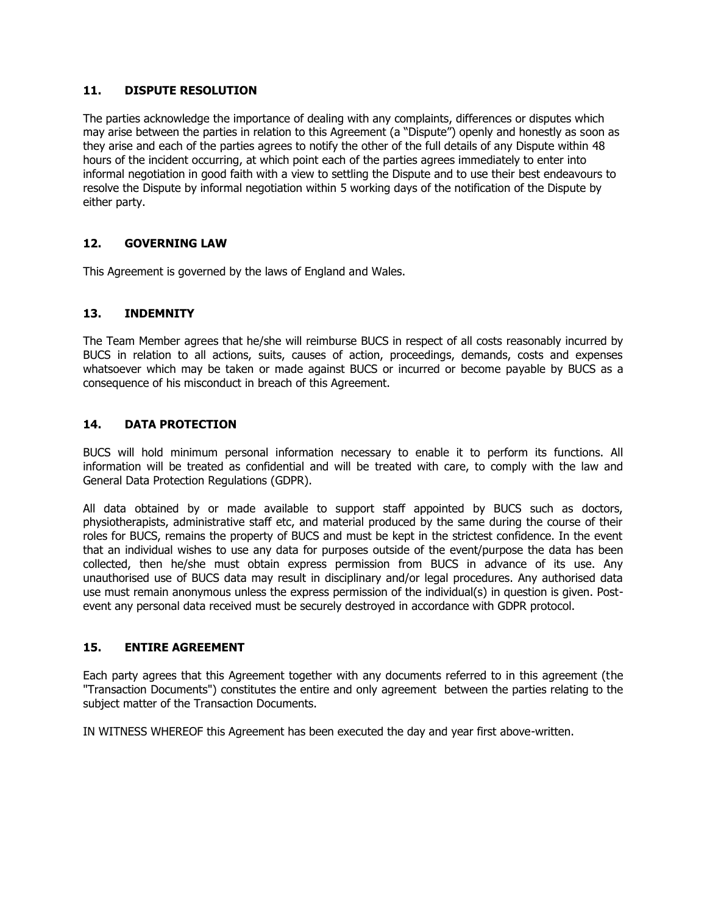## 11. DISPUTE RESOLUTION

The parties acknowledge the importance of dealing with any complaints, differences or disputes which may arise between the parties in relation to this Agreement (a "Dispute") openly and honestly as soon as they arise and each of the parties agrees to notify the other of the full details of any Dispute within 48 hours of the incident occurring, at which point each of the parties agrees immediately to enter into informal negotiation in good faith with a view to settling the Dispute and to use their best endeavours to resolve the Dispute by informal negotiation within 5 working days of the notification of the Dispute by either party.

## 12. GOVERNING LAW

This Agreement is governed by the laws of England and Wales.

## 13. INDEMNITY

The Team Member agrees that he/she will reimburse BUCS in respect of all costs reasonably incurred by BUCS in relation to all actions, suits, causes of action, proceedings, demands, costs and expenses whatsoever which may be taken or made against BUCS or incurred or become payable by BUCS as a consequence of his misconduct in breach of this Agreement.

## 14. DATA PROTECTION

BUCS will hold minimum personal information necessary to enable it to perform its functions. All information will be treated as confidential and will be treated with care, to comply with the law and General Data Protection Regulations (GDPR).

All data obtained by or made available to support staff appointed by BUCS such as doctors, physiotherapists, administrative staff etc, and material produced by the same during the course of their roles for BUCS, remains the property of BUCS and must be kept in the strictest confidence. In the event that an individual wishes to use any data for purposes outside of the event/purpose the data has been collected, then he/she must obtain express permission from BUCS in advance of its use. Any unauthorised use of BUCS data may result in disciplinary and/or legal procedures. Any authorised data use must remain anonymous unless the express permission of the individual(s) in question is given. Post-event any personal data received must be securely destroyed in accordance with GDPR protocol.

## 15. ENTIRE AGREEMENT

Each party agrees that this Agreement together with any documents referred to in this agreement (the "Transaction Documents") constitutes the entire and only agreement between the parties relating to the subject matter of the Transaction Documents.

IN WITNESS WHEREOF this Agreement has been executed the day and year first above-written.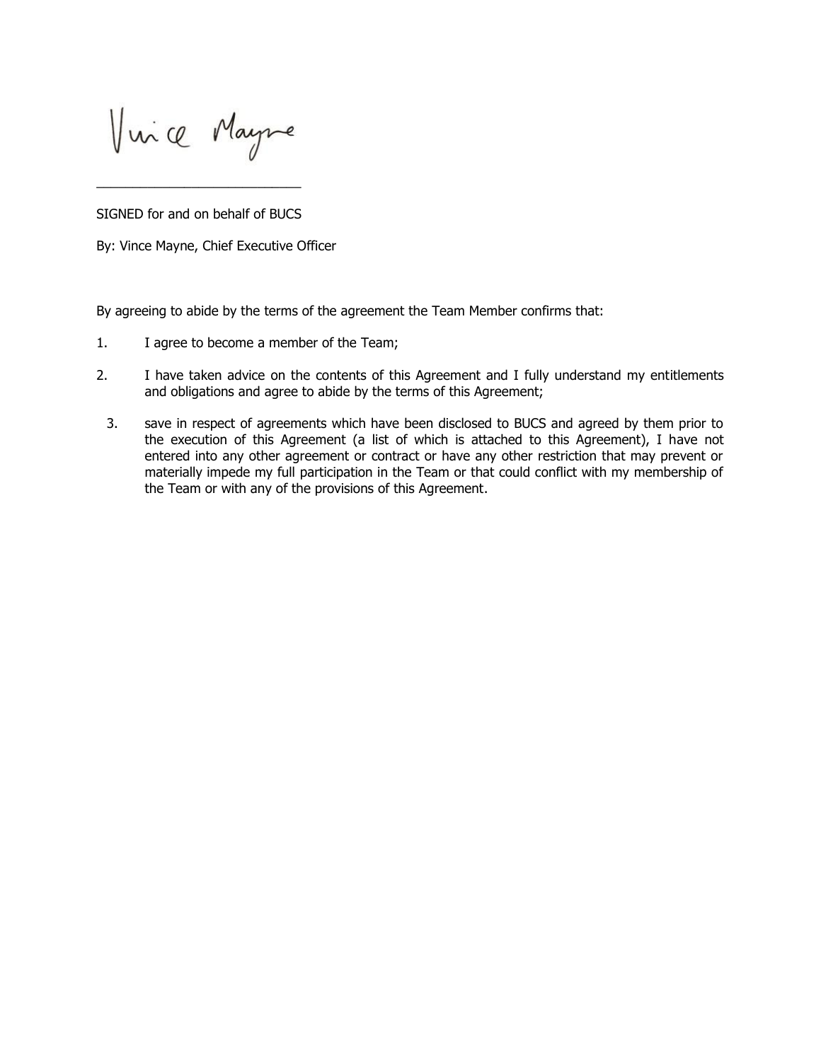Vince Mayne

\_\_\_\_\_\_\_\_\_\_\_\_\_\_\_\_\_\_\_\_\_\_\_\_\_\_\_\_

SIGNED for and on behalf of BUCS

By: Vince Mayne, Chief Executive Officer

By agreeing to abide by the terms of the agreement the Team Member confirms that:

1. I agree to become a member of the Team;

2. I have taken advice on the contents of this Agreement and I fully understand my entitlements and obligations and agree to abide by the terms of this Agreement;

3. save in respect of agreements which have been disclosed to BUCS and agreed by them prior to the execution of this Agreement (a list of which is attached to this Agreement), I have not entered into any other agreement or contract or have any other restriction that may prevent or materially impede my full participation in the Team or that could conflict with my membership of the Team or with any of the provisions of this Agreement.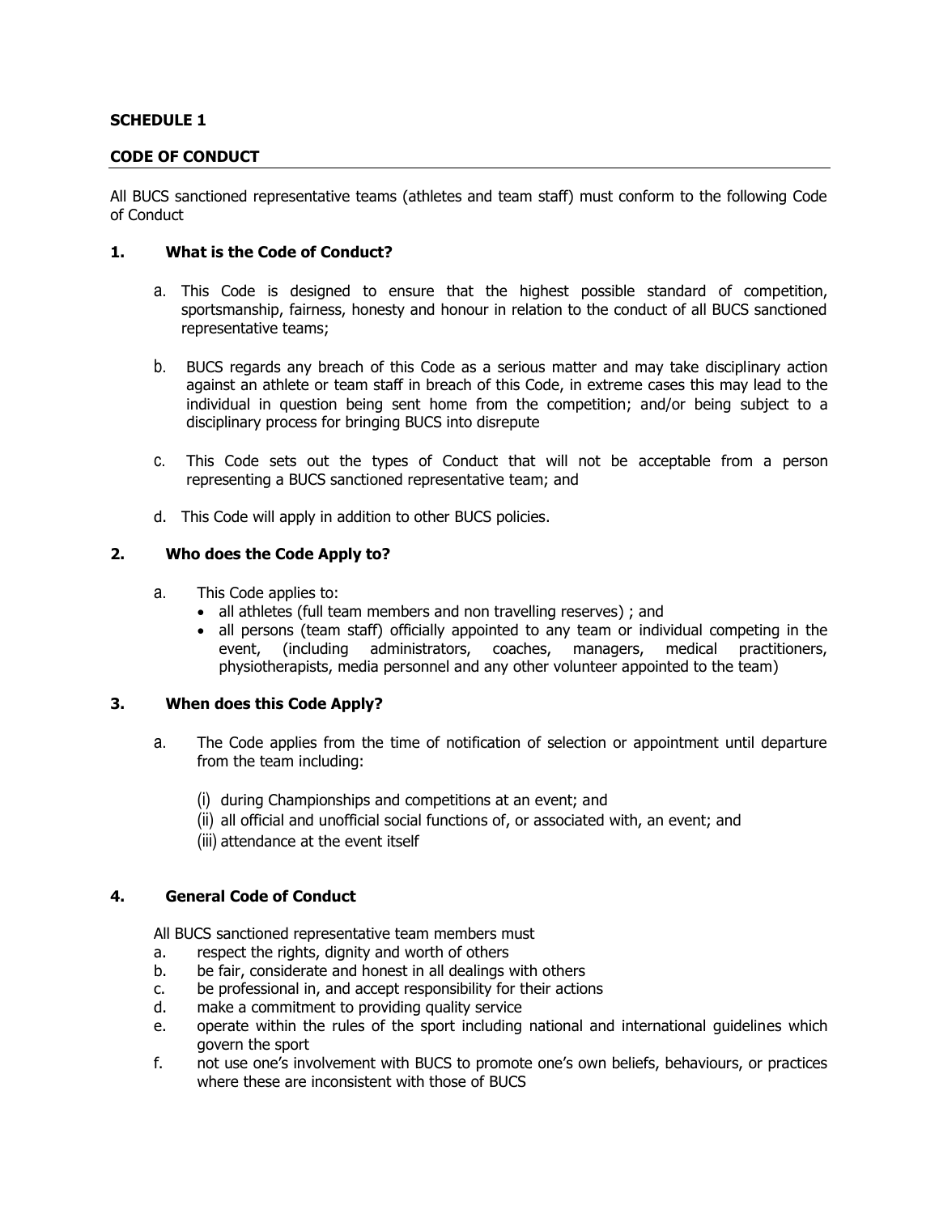**SCHEDULE 1**

**CODE OF CONDUCT**

All BUCS sanctioned representative teams (athletes and team staff) must conform to the following Code of Conduct

## 1. What is the Code of Conduct?

a. This Code is designed to ensure that the highest possible standard of competition, sportsmanship, fairness, honesty and honour in relation to the conduct of all BUCS sanctioned representative teams;

b. BUCS regards any breach of this Code as a serious matter and may take disciplinary action against an athlete or team staff in breach of this Code, in extreme cases this may lead to the individual in question being sent home from the competition; and/or being subject to a disciplinary process for bringing BUCS into disrepute

c. This Code sets out the types of Conduct that will not be acceptable from a person representing a BUCS sanctioned representative team; and

d. This Code will apply in addition to other BUCS policies.

## 2. Who does the Code Apply to?

a. This Code applies to:
- all athletes (full team members and non travelling reserves) ; and
- all persons (team staff) officially appointed to any team or individual competing in the event, (including administrators, coaches, managers, medical practitioners, physiotherapists, media personnel and any other volunteer appointed to the team)

## 3. When does this Code Apply?

a. The Code applies from the time of notification of selection or appointment until departure from the team including:

(i) during Championships and competitions at an event; and
(ii) all official and unofficial social functions of, or associated with, an event; and
(iii) attendance at the event itself

## 4. General Code of Conduct

All BUCS sanctioned representative team members must

a. respect the rights, dignity and worth of others
b. be fair, considerate and honest in all dealings with others
c. be professional in, and accept responsibility for their actions
d. make a commitment to providing quality service
e. operate within the rules of the sport including national and international guidelines which govern the sport
f. not use one's involvement with BUCS to promote one's own beliefs, behaviours, or practices where these are inconsistent with those of BUCS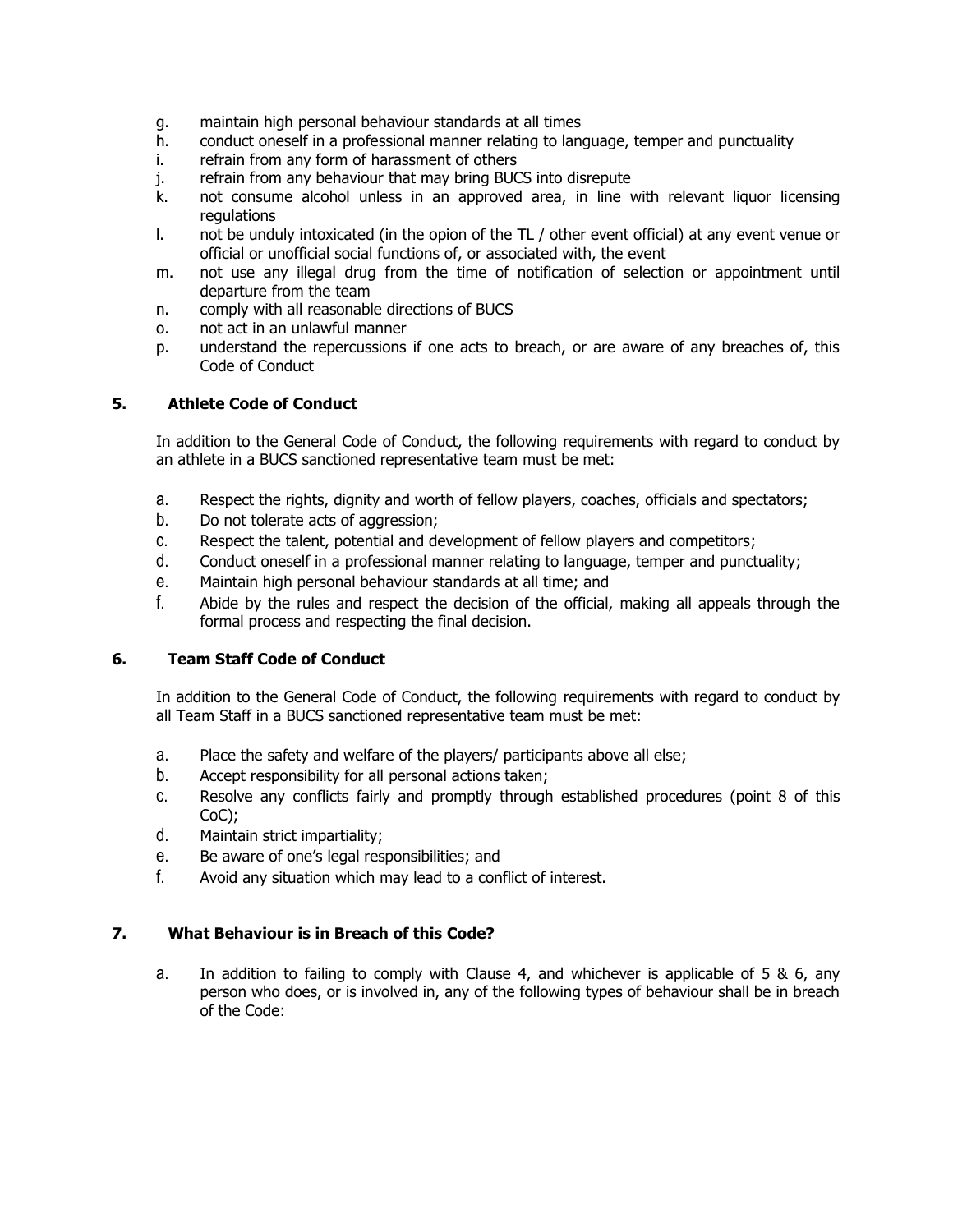g. maintain high personal behaviour standards at all times
h. conduct oneself in a professional manner relating to language, temper and punctuality
i. refrain from any form of harassment of others
j. refrain from any behaviour that may bring BUCS into disrepute
k. not consume alcohol unless in an approved area, in line with relevant liquor licensing regulations
l. not be unduly intoxicated (in the opion of the TL / other event official) at any event venue or official or unofficial social functions of, or associated with, the event
m. not use any illegal drug from the time of notification of selection or appointment until departure from the team
n. comply with all reasonable directions of BUCS
o. not act in an unlawful manner
p. understand the repercussions if one acts to breach, or are aware of any breaches of, this Code of Conduct

## 5. Athlete Code of Conduct

In addition to the General Code of Conduct, the following requirements with regard to conduct by an athlete in a BUCS sanctioned representative team must be met:

a. Respect the rights, dignity and worth of fellow players, coaches, officials and spectators;
b. Do not tolerate acts of aggression;
c. Respect the talent, potential and development of fellow players and competitors;
d. Conduct oneself in a professional manner relating to language, temper and punctuality;
e. Maintain high personal behaviour standards at all time; and
f. Abide by the rules and respect the decision of the official, making all appeals through the formal process and respecting the final decision.

## 6. Team Staff Code of Conduct

In addition to the General Code of Conduct, the following requirements with regard to conduct by all Team Staff in a BUCS sanctioned representative team must be met:

a. Place the safety and welfare of the players/ participants above all else;
b. Accept responsibility for all personal actions taken;
c. Resolve any conflicts fairly and promptly through established procedures (point 8 of this CoC);
d. Maintain strict impartiality;
e. Be aware of one's legal responsibilities; and
f. Avoid any situation which may lead to a conflict of interest.

## 7. What Behaviour is in Breach of this Code?

a. In addition to failing to comply with Clause 4, and whichever is applicable of 5 & 6, any person who does, or is involved in, any of the following types of behaviour shall be in breach of the Code: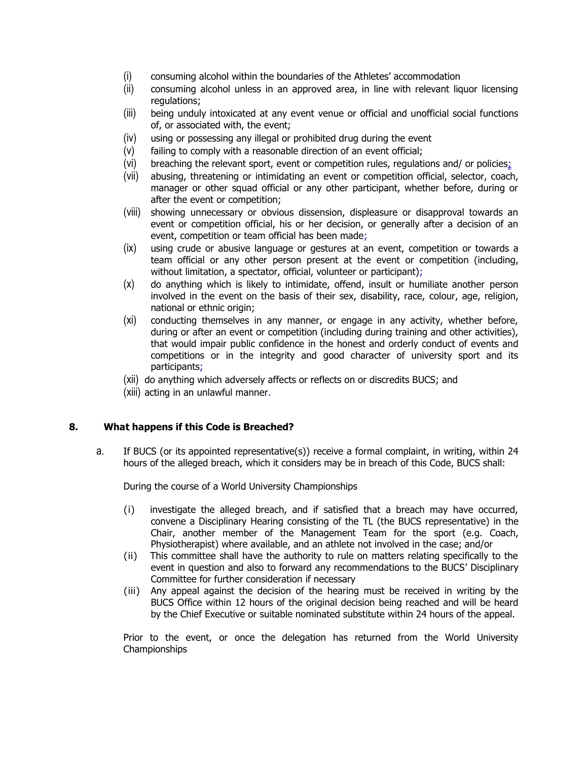(i) consuming alcohol within the boundaries of the Athletes' accommodation
(ii) consuming alcohol unless in an approved area, in line with relevant liquor licensing regulations;
(iii) being unduly intoxicated at any event venue or official and unofficial social functions of, or associated with, the event;
(iv) using or possessing any illegal or prohibited drug during the event
(v) failing to comply with a reasonable direction of an event official;
(vi) breaching the relevant sport, event or competition rules, regulations and/ or policies;
(vii) abusing, threatening or intimidating an event or competition official, selector, coach, manager or other squad official or any other participant, whether before, during or after the event or competition;
(viii) showing unnecessary or obvious dissension, displeasure or disapproval towards an event or competition official, his or her decision, or generally after a decision of an event, competition or team official has been made;
(ix) using crude or abusive language or gestures at an event, competition or towards a team official or any other person present at the event or competition (including, without limitation, a spectator, official, volunteer or participant);
(x) do anything which is likely to intimidate, offend, insult or humiliate another person involved in the event on the basis of their sex, disability, race, colour, age, religion, national or ethnic origin;
(xi) conducting themselves in any manner, or engage in any activity, whether before, during or after an event or competition (including during training and other activities), that would impair public confidence in the honest and orderly conduct of events and competitions or in the integrity and good character of university sport and its participants;
(xii) do anything which adversely affects or reflects on or discredits BUCS; and
(xiii) acting in an unlawful manner.

## 8. What happens if this Code is Breached?

a. If BUCS (or its appointed representative(s)) receive a formal complaint, in writing, within 24 hours of the alleged breach, which it considers may be in breach of this Code, BUCS shall:

During the course of a World University Championships

(i) investigate the alleged breach, and if satisfied that a breach may have occurred, convene a Disciplinary Hearing consisting of the TL (the BUCS representative) in the Chair, another member of the Management Team for the sport (e.g. Coach, Physiotherapist) where available, and an athlete not involved in the case; and/or
(ii) This committee shall have the authority to rule on matters relating specifically to the event in question and also to forward any recommendations to the BUCS' Disciplinary Committee for further consideration if necessary
(iii) Any appeal against the decision of the hearing must be received in writing by the BUCS Office within 12 hours of the original decision being reached and will be heard by the Chief Executive or suitable nominated substitute within 24 hours of the appeal.

Prior to the event, or once the delegation has returned from the World University Championships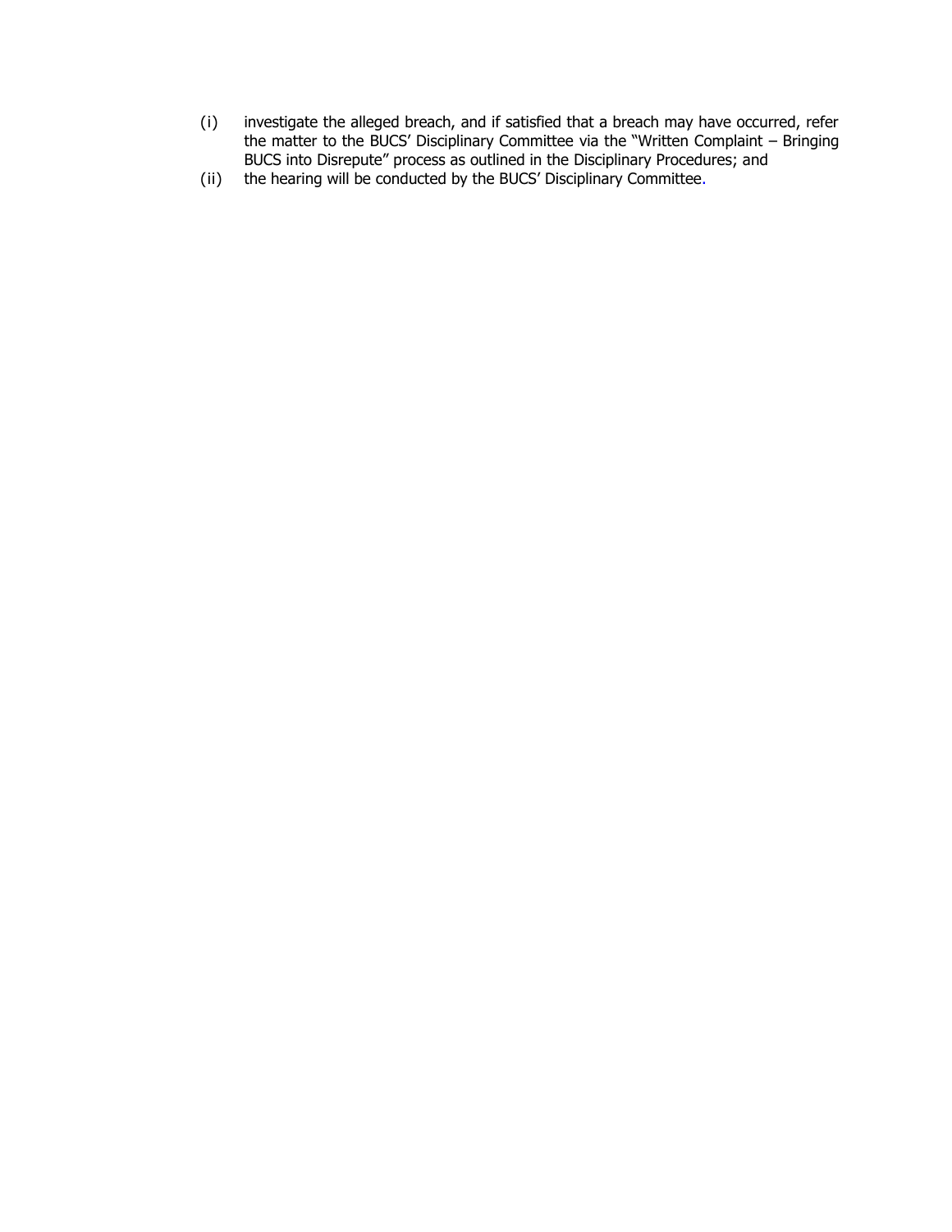(i) investigate the alleged breach, and if satisfied that a breach may have occurred, refer the matter to the BUCS' Disciplinary Committee via the "Written Complaint – Bringing BUCS into Disrepute" process as outlined in the Disciplinary Procedures; and

(ii) the hearing will be conducted by the BUCS' Disciplinary Committee.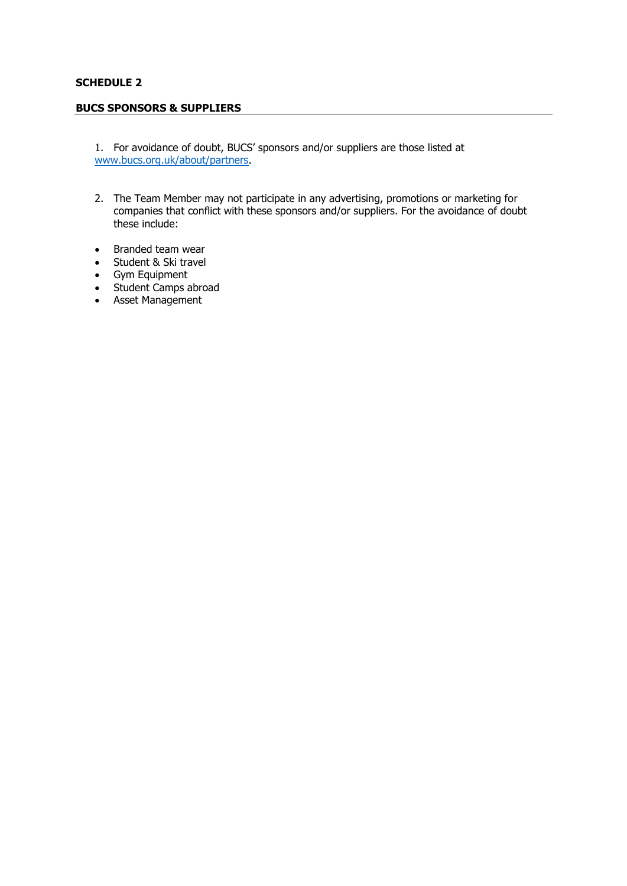**SCHEDULE 2**

**BUCS SPONSORS & SUPPLIERS**

1. For avoidance of doubt, BUCS' sponsors and/or suppliers are those listed at [www.bucs.org.uk/about/partners](http://www.bucs.org.uk/about/partners).

2. The Team Member may not participate in any advertising, promotions or marketing for companies that conflict with these sponsors and/or suppliers. For the avoidance of doubt these include:

- Branded team wear
- Student & Ski travel
- Gym Equipment
- Student Camps abroad
- Asset Management